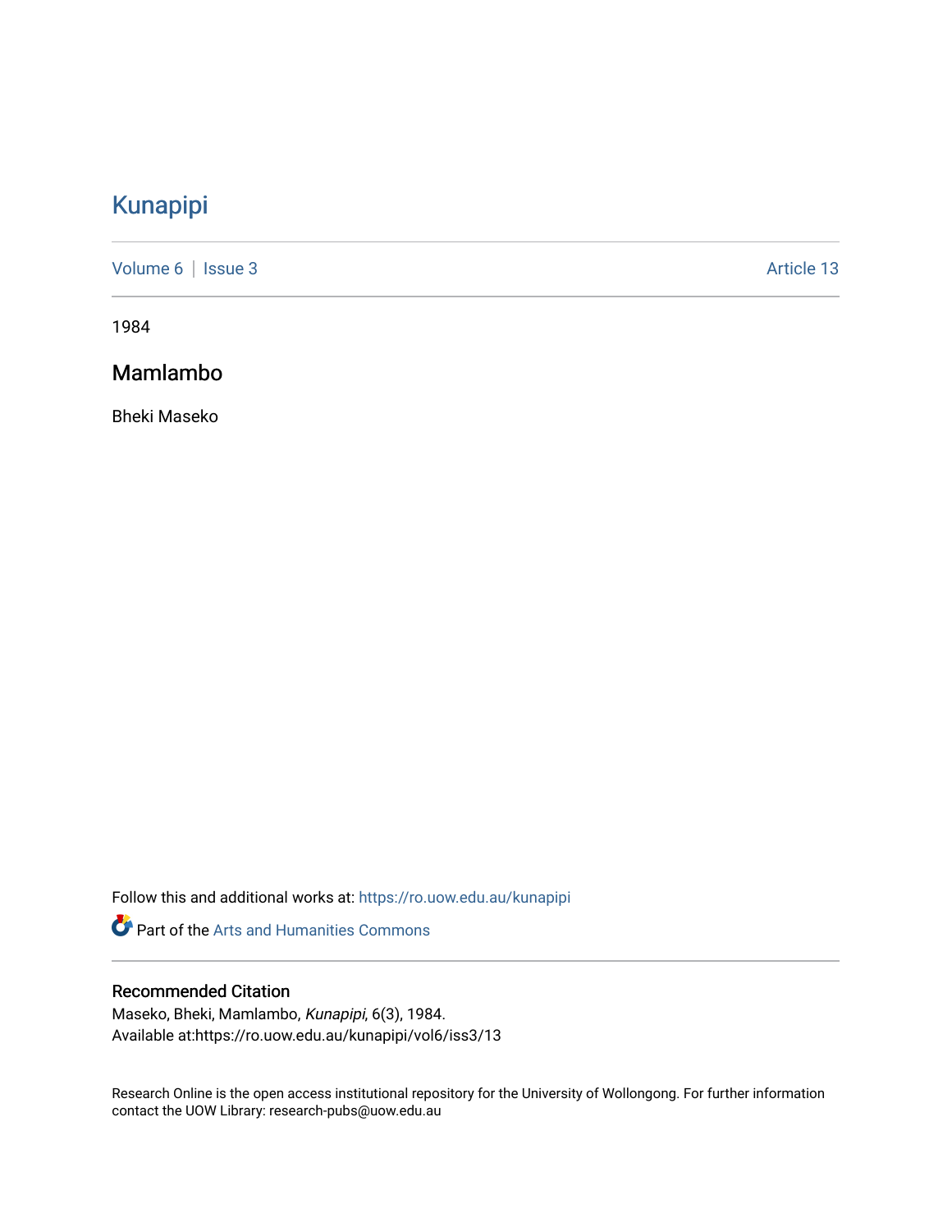# Kunapipi

Volume 6 | Issue 3 Article 13

1984

## Mamlambo

Bheki Maseko

Follow this and additional works at: https://ro.uow.edu.au/kunapipi

Part of the Arts and Humanities Commons

### Recommended Citation

Maseko, Bheki, Mamlambo, *Kunapipi*, 6(3), 1984.
Available at:https://ro.uow.edu.au/kunapipi/vol6/iss3/13

Research Online is the open access institutional repository for the University of Wollongong. For further information contact the UOW Library: research-pubs@uow.edu.au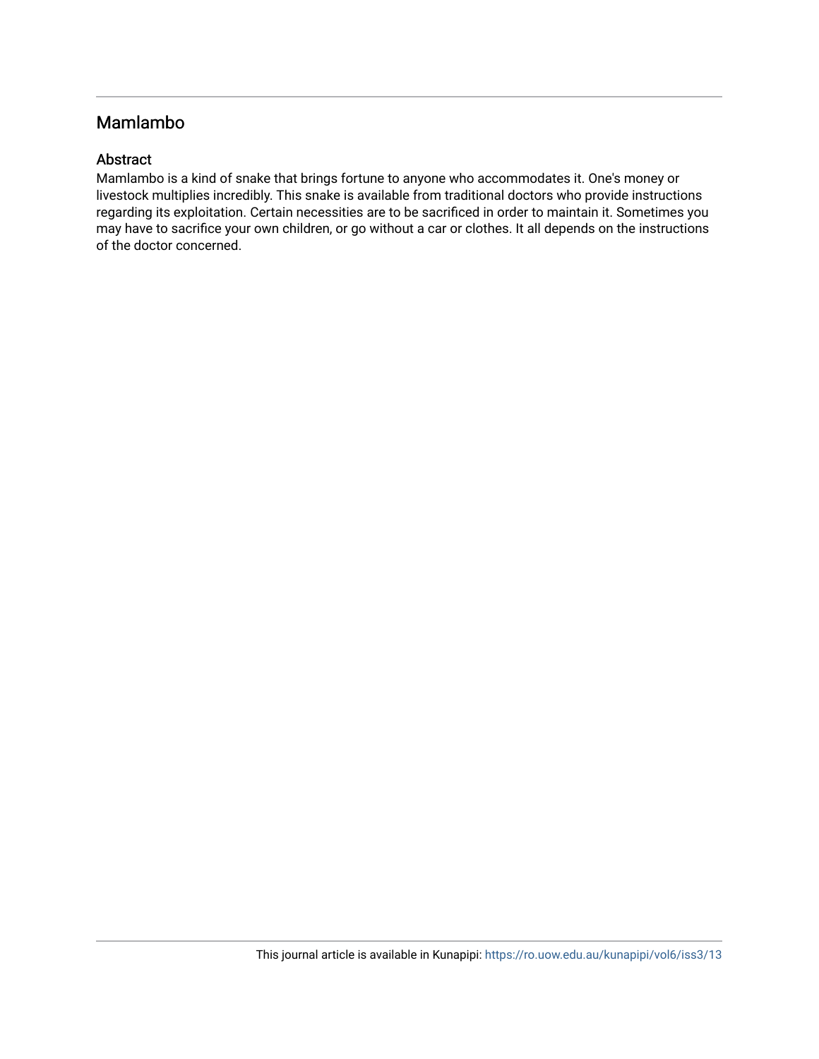## Mamlambo

### Abstract

Mamlambo is a kind of snake that brings fortune to anyone who accommodates it. One's money or livestock multiplies incredibly. This snake is available from traditional doctors who provide instructions regarding its exploitation. Certain necessities are to be sacrificed in order to maintain it. Sometimes you may have to sacrifice your own children, or go without a car or clothes. It all depends on the instructions of the doctor concerned.

This journal article is available in Kunapipi: https://ro.uow.edu.au/kunapipi/vol6/iss3/13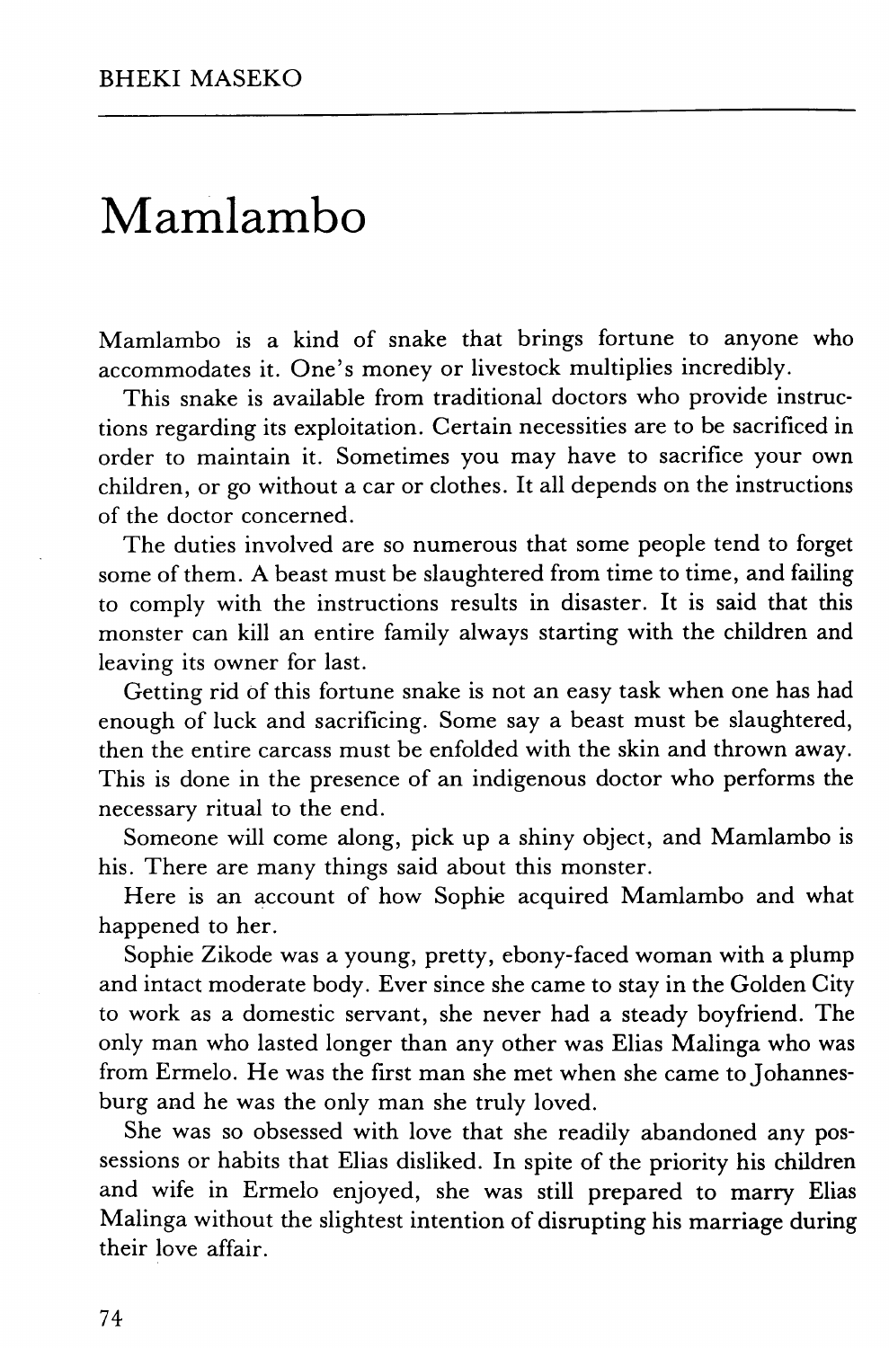# Mamlambo

Mamlambo is a kind of snake that brings fortune to anyone who accommodates it. One's money or livestock multiplies incredibly.

This snake is available from traditional doctors who provide instructions regarding its exploitation. Certain necessities are to be sacrificed in order to maintain it. Sometimes you may have to sacrifice your own children, or go without a car or clothes. It all depends on the instructions of the doctor concerned.

The duties involved are so numerous that some people tend to forget some of them. A beast must be slaughtered from time to time, and failing to comply with the instructions results in disaster. It is said that this monster can kill an entire family always starting with the children and leaving its owner for last.

Getting rid of this fortune snake is not an easy task when one has had enough of luck and sacrificing. Some say a beast must be slaughtered, then the entire carcass must be enfolded with the skin and thrown away. This is done in the presence of an indigenous doctor who performs the necessary ritual to the end.

Someone will come along, pick up a shiny object, and Mamlambo is his. There are many things said about this monster.

Here is an account of how Sophie acquired Mamlambo and what happened to her.

Sophie Zikode was a young, pretty, ebony-faced woman with a plump and intact moderate body. Ever since she came to stay in the Golden City to work as a domestic servant, she never had a steady boyfriend. The only man who lasted longer than any other was Elias Malinga who was from Ermelo. He was the first man she met when she came to Johannesburg and he was the only man she truly loved.

She was so obsessed with love that she readily abandoned any possessions or habits that Elias disliked. In spite of the priority his children and wife in Ermelo enjoyed, she was still prepared to marry Elias Malinga without the slightest intention of disrupting his marriage during their love affair.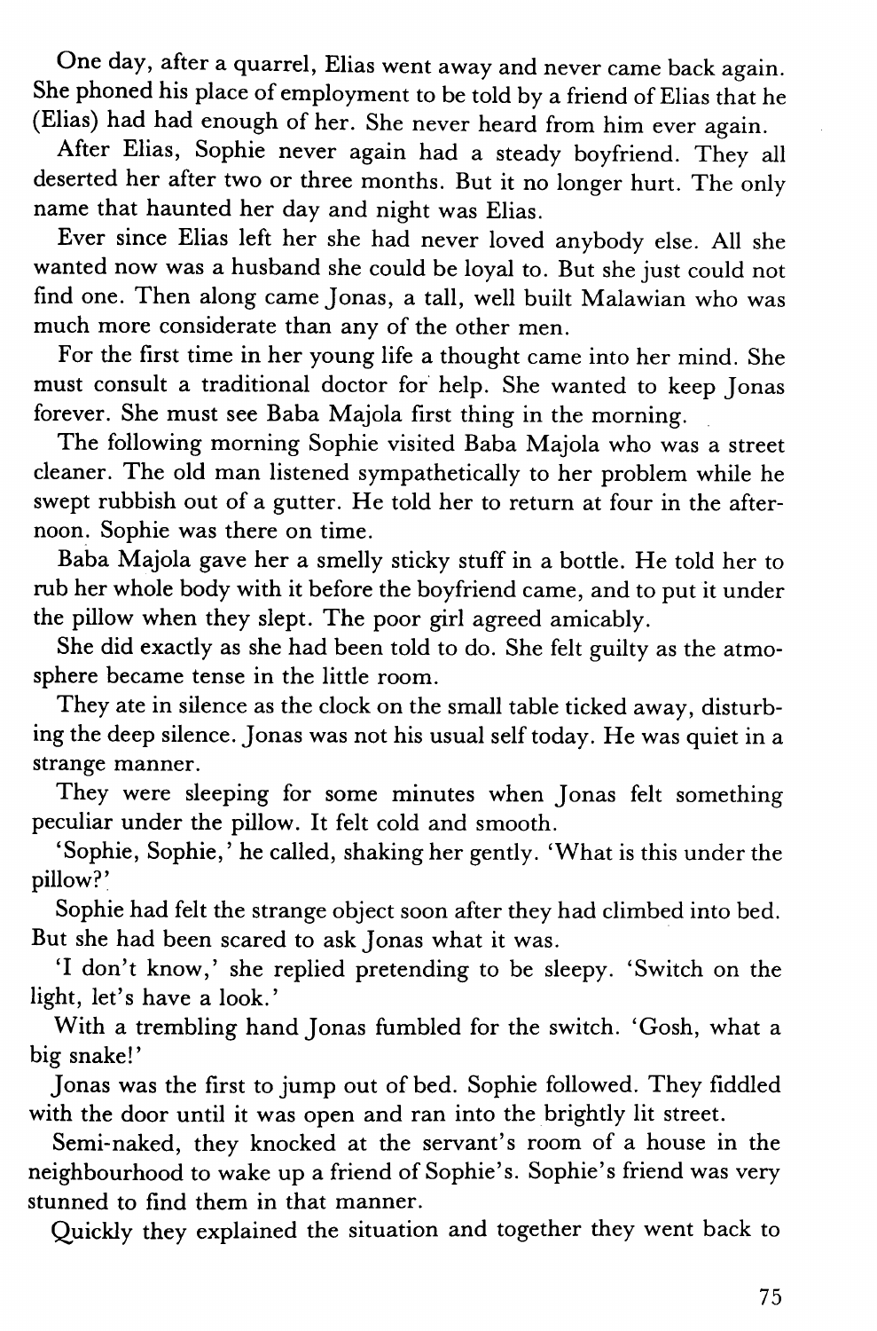One day, after a quarrel, Elias went away and never came back again. She phoned his place of employment to be told by a friend of Elias that he (Elias) had had enough of her. She never heard from him ever again.

After Elias, Sophie never again had a steady boyfriend. They all deserted her after two or three months. But it no longer hurt. The only name that haunted her day and night was Elias.

Ever since Elias left her she had never loved anybody else. All she wanted now was a husband she could be loyal to. But she just could not find one. Then along came Jonas, a tall, well built Malawian who was much more considerate than any of the other men.

For the first time in her young life a thought came into her mind. She must consult a traditional doctor for help. She wanted to keep Jonas forever. She must see Baba Majola first thing in the morning.

The following morning Sophie visited Baba Majola who was a street cleaner. The old man listened sympathetically to her problem while he swept rubbish out of a gutter. He told her to return at four in the afternoon. Sophie was there on time.

Baba Majola gave her a smelly sticky stuff in a bottle. He told her to rub her whole body with it before the boyfriend came, and to put it under the pillow when they slept. The poor girl agreed amicably.

She did exactly as she had been told to do. She felt guilty as the atmosphere became tense in the little room.

They ate in silence as the clock on the small table ticked away, disturbing the deep silence. Jonas was not his usual self today. He was quiet in a strange manner.

They were sleeping for some minutes when Jonas felt something peculiar under the pillow. It felt cold and smooth.

'Sophie, Sophie,' he called, shaking her gently. 'What is this under the pillow?'

Sophie had felt the strange object soon after they had climbed into bed. But she had been scared to ask Jonas what it was.

'I don't know,' she replied pretending to be sleepy. 'Switch on the light, let's have a look.'

With a trembling hand Jonas fumbled for the switch. 'Gosh, what a big snake!'

Jonas was the first to jump out of bed. Sophie followed. They fiddled with the door until it was open and ran into the brightly lit street.

Semi-naked, they knocked at the servant's room of a house in the neighbourhood to wake up a friend of Sophie's. Sophie's friend was very stunned to find them in that manner.

Quickly they explained the situation and together they went back to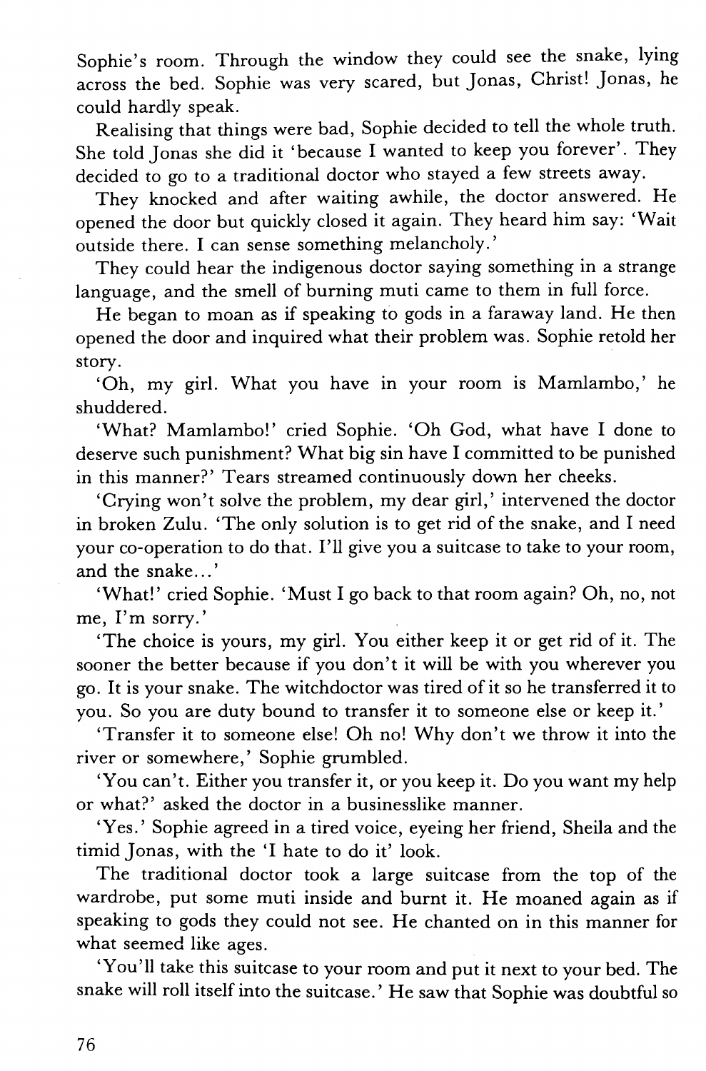Sophie's room. Through the window they could see the snake, lying across the bed. Sophie was very scared, but Jonas, Christ! Jonas, he could hardly speak.

Realising that things were bad, Sophie decided to tell the whole truth. She told Jonas she did it 'because I wanted to keep you forever'. They decided to go to a traditional doctor who stayed a few streets away.

They knocked and after waiting awhile, the doctor answered. He opened the door but quickly closed it again. They heard him say: 'Wait outside there. I can sense something melancholy.'

They could hear the indigenous doctor saying something in a strange language, and the smell of burning muti came to them in full force.

He began to moan as if speaking to gods in a faraway land. He then opened the door and inquired what their problem was. Sophie retold her story.

'Oh, my girl. What you have in your room is Mamlambo,' he shuddered.

'What? Mamlambo!' cried Sophie. 'Oh God, what have I done to deserve such punishment? What big sin have I committed to be punished in this manner?' Tears streamed continuously down her cheeks.

'Crying won't solve the problem, my dear girl,' intervened the doctor in broken Zulu. 'The only solution is to get rid of the snake, and I need your co-operation to do that. I'll give you a suitcase to take to your room, and the snake...'

'What!' cried Sophie. 'Must I go back to that room again? Oh, no, not me, I'm sorry.'

'The choice is yours, my girl. You either keep it or get rid of it. The sooner the better because if you don't it will be with you wherever you go. It is your snake. The witchdoctor was tired of it so he transferred it to you. So you are duty bound to transfer it to someone else or keep it.'

'Transfer it to someone else! Oh no! Why don't we throw it into the river or somewhere,' Sophie grumbled.

'You can't. Either you transfer it, or you keep it. Do you want my help or what?' asked the doctor in a businesslike manner.

'Yes.' Sophie agreed in a tired voice, eyeing her friend, Sheila and the timid Jonas, with the 'I hate to do it' look.

The traditional doctor took a large suitcase from the top of the wardrobe, put some muti inside and burnt it. He moaned again as if speaking to gods they could not see. He chanted on in this manner for what seemed like ages.

'You'll take this suitcase to your room and put it next to your bed. The snake will roll itself into the suitcase.' He saw that Sophie was doubtful so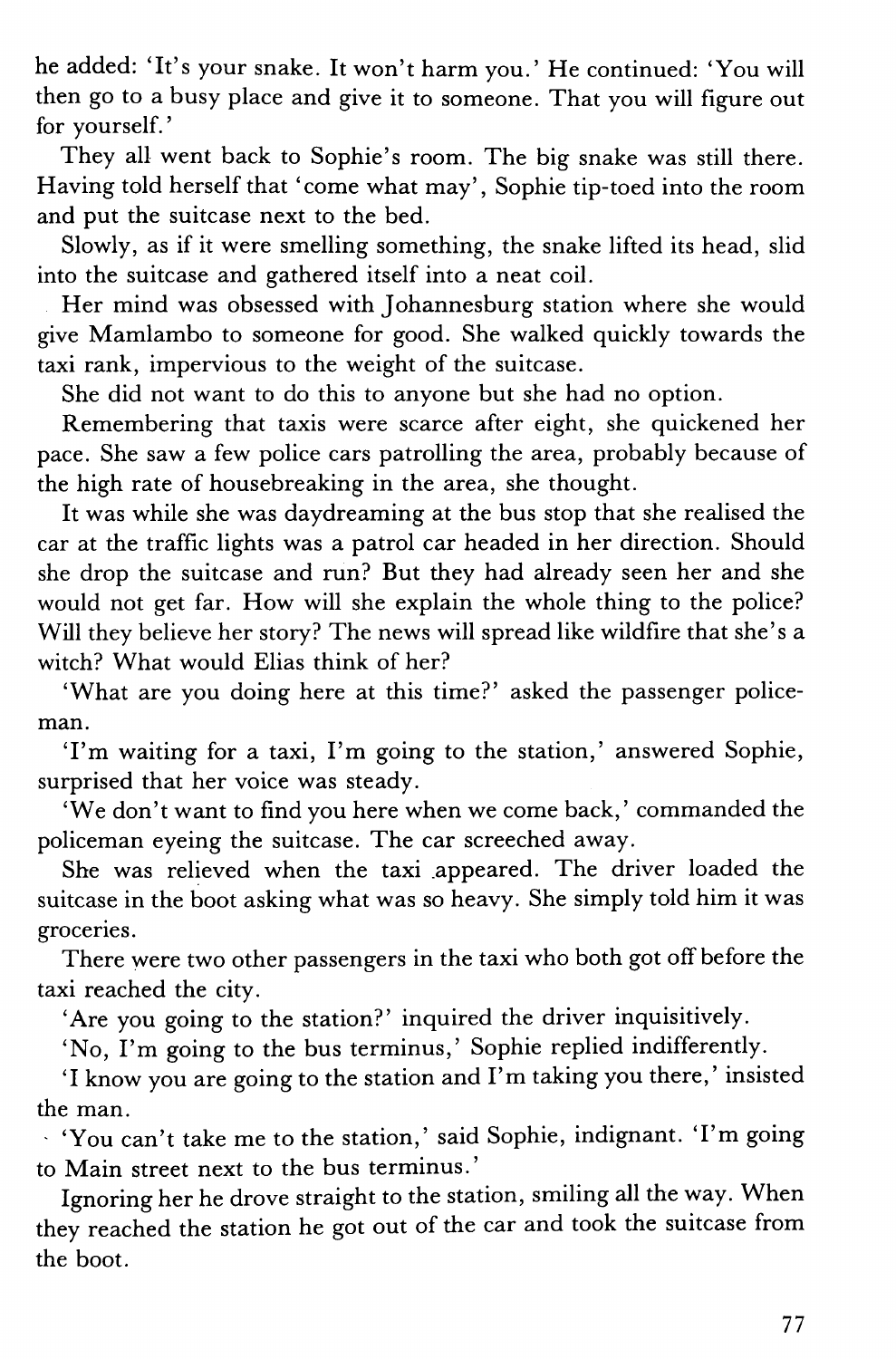he added: 'It's your snake. It won't harm you.' He continued: 'You will then go to a busy place and give it to someone. That you will figure out for yourself.'

They all went back to Sophie's room. The big snake was still there. Having told herself that 'come what may', Sophie tip-toed into the room and put the suitcase next to the bed.

Slowly, as if it were smelling something, the snake lifted its head, slid into the suitcase and gathered itself into a neat coil.

Her mind was obsessed with Johannesburg station where she would give Mamlambo to someone for good. She walked quickly towards the taxi rank, impervious to the weight of the suitcase.

She did not want to do this to anyone but she had no option.

Remembering that taxis were scarce after eight, she quickened her pace. She saw a few police cars patrolling the area, probably because of the high rate of housebreaking in the area, she thought.

It was while she was daydreaming at the bus stop that she realised the car at the traffic lights was a patrol car headed in her direction. Should she drop the suitcase and run? But they had already seen her and she would not get far. How will she explain the whole thing to the police? Will they believe her story? The news will spread like wildfire that she's a witch? What would Elias think of her?

'What are you doing here at this time?' asked the passenger policeman.

'I'm waiting for a taxi, I'm going to the station,' answered Sophie, surprised that her voice was steady.

'We don't want to find you here when we come back,' commanded the policeman eyeing the suitcase. The car screeched away.

She was relieved when the taxi appeared. The driver loaded the suitcase in the boot asking what was so heavy. She simply told him it was groceries.

There were two other passengers in the taxi who both got off before the taxi reached the city.

'Are you going to the station?' inquired the driver inquisitively.

'No, I'm going to the bus terminus,' Sophie replied indifferently.

'I know you are going to the station and I'm taking you there,' insisted the man.

'You can't take me to the station,' said Sophie, indignant. 'I'm going to Main street next to the bus terminus.'

Ignoring her he drove straight to the station, smiling all the way. When they reached the station he got out of the car and took the suitcase from the boot.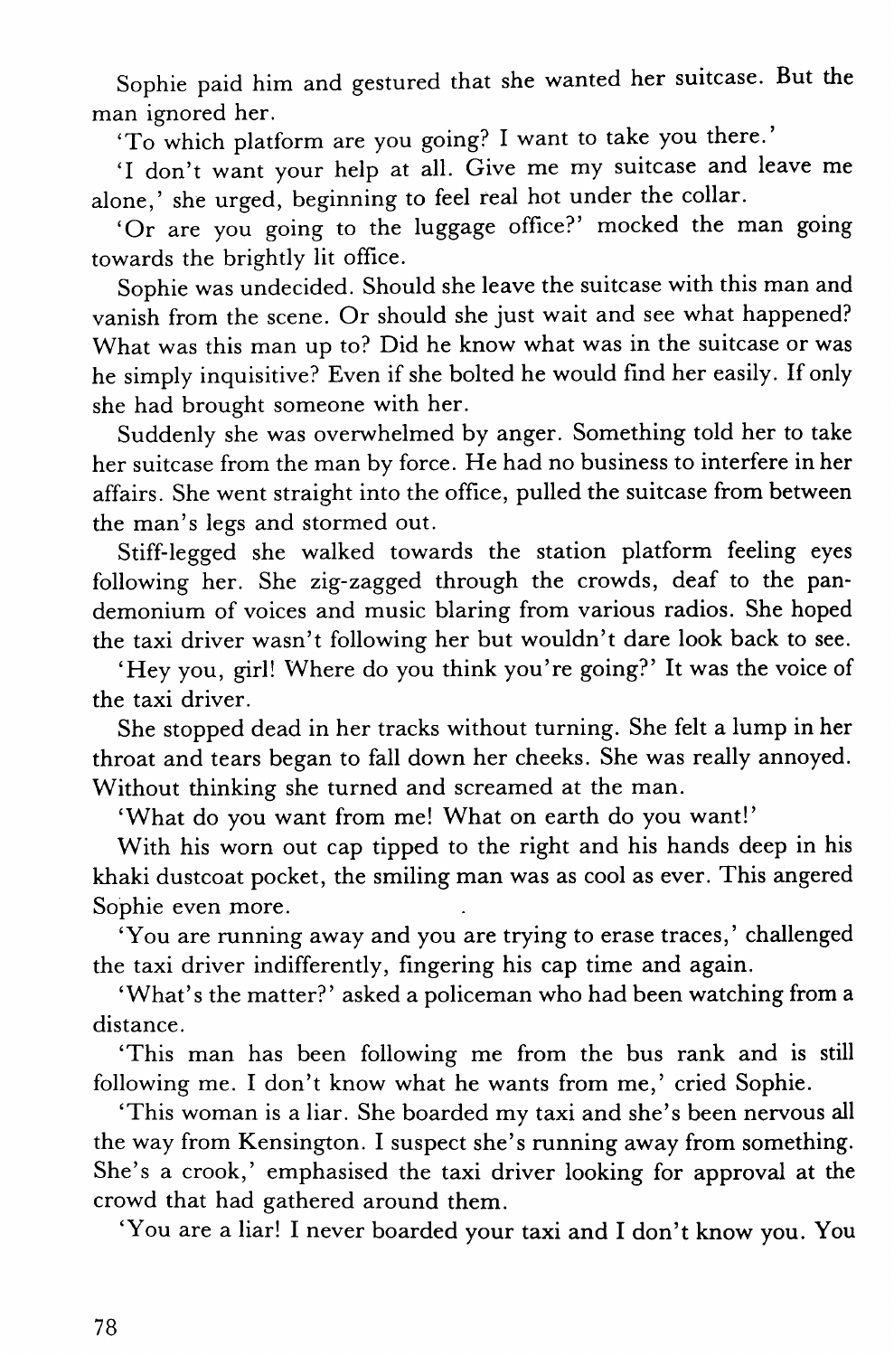Sophie paid him and gestured that she wanted her suitcase. But the man ignored her.

'To which platform are you going? I want to take you there.'

'I don't want your help at all. Give me my suitcase and leave me alone,' she urged, beginning to feel real hot under the collar.

'Or are you going to the luggage office?' mocked the man going towards the brightly lit office.

Sophie was undecided. Should she leave the suitcase with this man and vanish from the scene. Or should she just wait and see what happened? What was this man up to? Did he know what was in the suitcase or was he simply inquisitive? Even if she bolted he would find her easily. If only she had brought someone with her.

Suddenly she was overwhelmed by anger. Something told her to take her suitcase from the man by force. He had no business to interfere in her affairs. She went straight into the office, pulled the suitcase from between the man's legs and stormed out.

Stiff-legged she walked towards the station platform feeling eyes following her. She zig-zagged through the crowds, deaf to the pandemonium of voices and music blaring from various radios. She hoped the taxi driver wasn't following her but wouldn't dare look back to see.

'Hey you, girl! Where do you think you're going?' It was the voice of the taxi driver.

She stopped dead in her tracks without turning. She felt a lump in her throat and tears began to fall down her cheeks. She was really annoyed. Without thinking she turned and screamed at the man.

'What do you want from me! What on earth do you want!'

With his worn out cap tipped to the right and his hands deep in his khaki dustcoat pocket, the smiling man was as cool as ever. This angered Sophie even more.

'You are running away and you are trying to erase traces,' challenged the taxi driver indifferently, fingering his cap time and again.

'What's the matter?' asked a policeman who had been watching from a distance.

'This man has been following me from the bus rank and is still following me. I don't know what he wants from me,' cried Sophie.

'This woman is a liar. She boarded my taxi and she's been nervous all the way from Kensington. I suspect she's running away from something. She's a crook,' emphasised the taxi driver looking for approval at the crowd that had gathered around them.

'You are a liar! I never boarded your taxi and I don't know you. You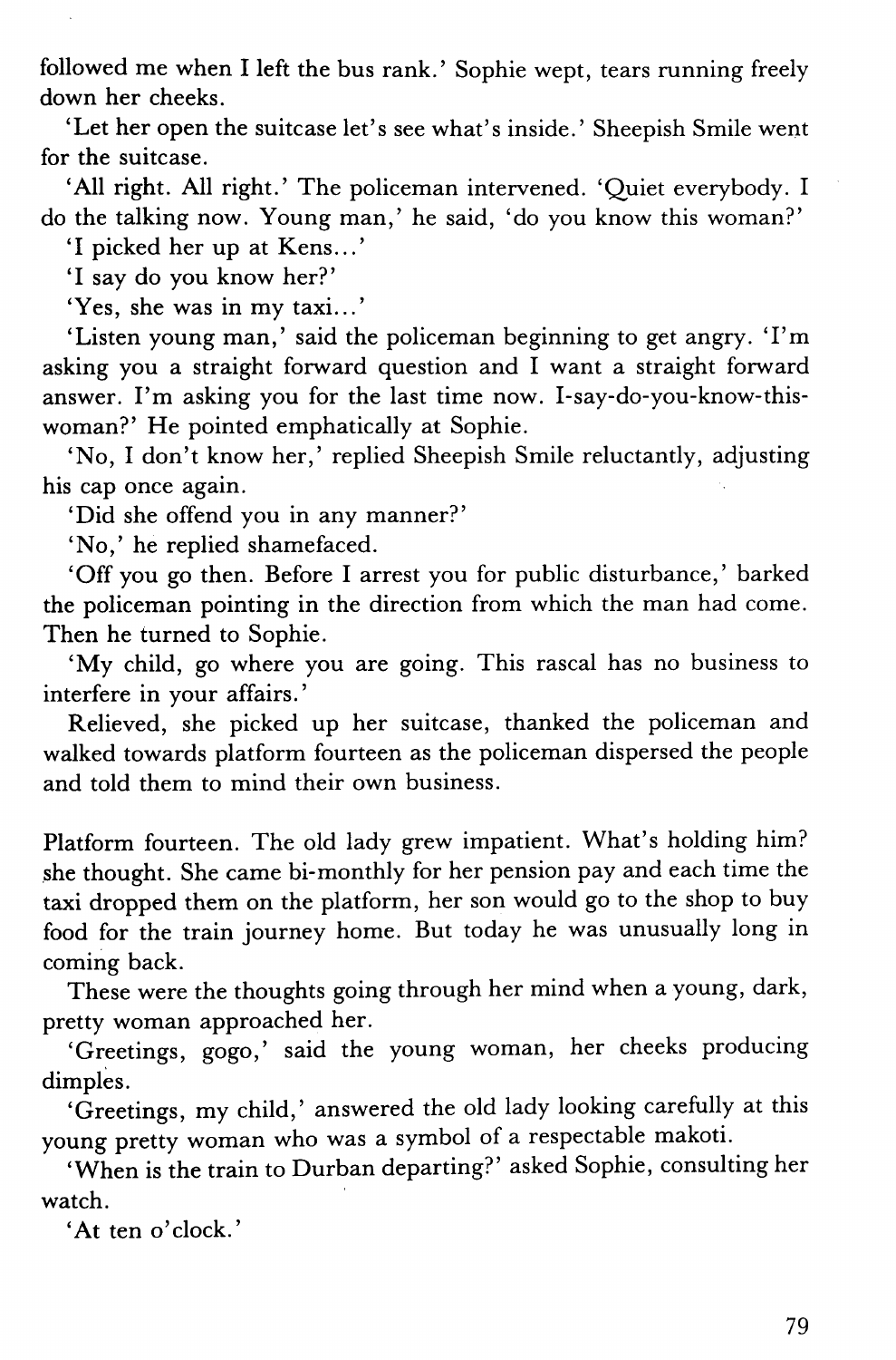followed me when I left the bus rank.' Sophie wept, tears running freely down her cheeks.

'Let her open the suitcase let's see what's inside.' Sheepish Smile went for the suitcase.

'All right. All right.' The policeman intervened. 'Quiet everybody. I do the talking now. Young man,' he said, 'do you know this woman?'

'I picked her up at Kens...'

'I say do you know her?'

'Yes, she was in my taxi...'

'Listen young man,' said the policeman beginning to get angry. 'I'm asking you a straight forward question and I want a straight forward answer. I'm asking you for the last time now. I-say-do-you-know-this-woman?' He pointed emphatically at Sophie.

'No, I don't know her,' replied Sheepish Smile reluctantly, adjusting his cap once again.

'Did she offend you in any manner?'

'No,' he replied shamefaced.

'Off you go then. Before I arrest you for public disturbance,' barked the policeman pointing in the direction from which the man had come. Then he turned to Sophie.

'My child, go where you are going. This rascal has no business to interfere in your affairs.'

Relieved, she picked up her suitcase, thanked the policeman and walked towards platform fourteen as the policeman dispersed the people and told them to mind their own business.

Platform fourteen. The old lady grew impatient. What's holding him? she thought. She came bi-monthly for her pension pay and each time the taxi dropped them on the platform, her son would go to the shop to buy food for the train journey home. But today he was unusually long in coming back.

These were the thoughts going through her mind when a young, dark, pretty woman approached her.

'Greetings, gogo,' said the young woman, her cheeks producing dimples.

'Greetings, my child,' answered the old lady looking carefully at this young pretty woman who was a symbol of a respectable makoti.

'When is the train to Durban departing?' asked Sophie, consulting her watch.

'At ten o'clock.'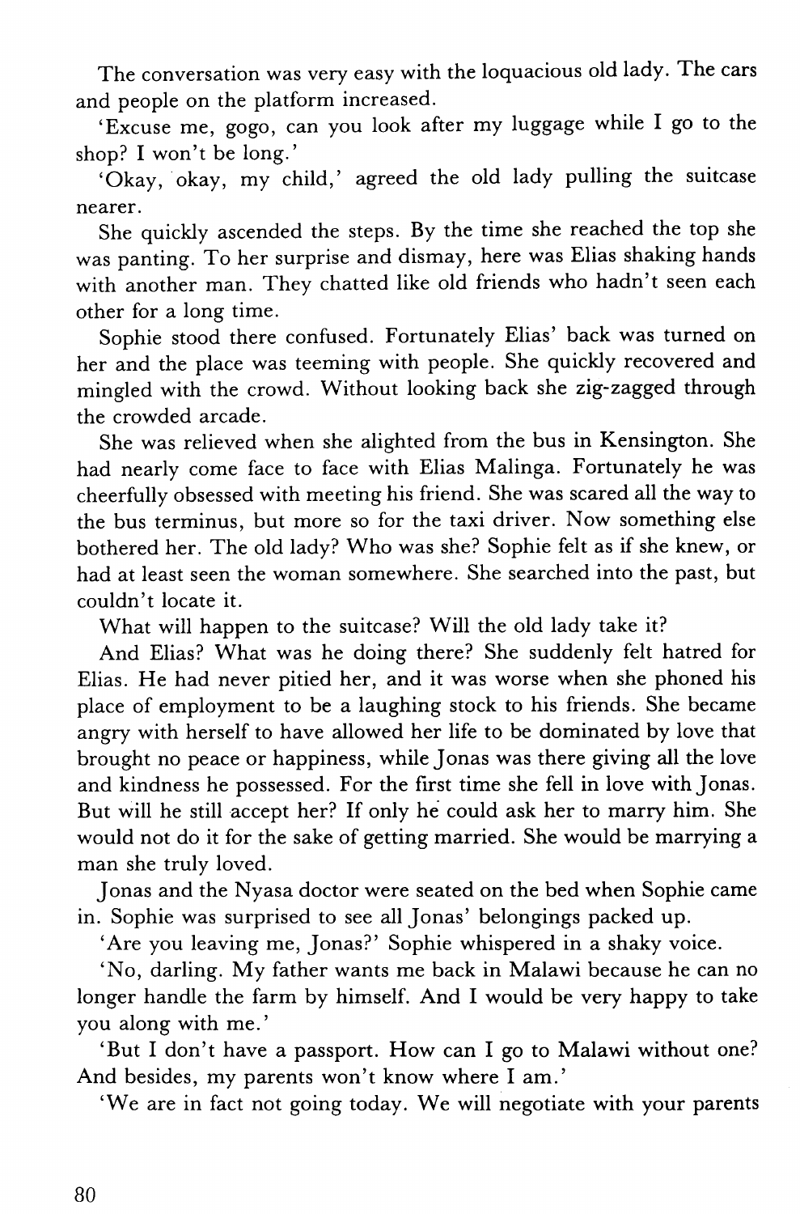The conversation was very easy with the loquacious old lady. The cars and people on the platform increased.

'Excuse me, gogo, can you look after my luggage while I go to the shop? I won't be long.'

'Okay, okay, my child,' agreed the old lady pulling the suitcase nearer.

She quickly ascended the steps. By the time she reached the top she was panting. To her surprise and dismay, here was Elias shaking hands with another man. They chatted like old friends who hadn't seen each other for a long time.

Sophie stood there confused. Fortunately Elias' back was turned on her and the place was teeming with people. She quickly recovered and mingled with the crowd. Without looking back she zig-zagged through the crowded arcade.

She was relieved when she alighted from the bus in Kensington. She had nearly come face to face with Elias Malinga. Fortunately he was cheerfully obsessed with meeting his friend. She was scared all the way to the bus terminus, but more so for the taxi driver. Now something else bothered her. The old lady? Who was she? Sophie felt as if she knew, or had at least seen the woman somewhere. She searched into the past, but couldn't locate it.

What will happen to the suitcase? Will the old lady take it?

And Elias? What was he doing there? She suddenly felt hatred for Elias. He had never pitied her, and it was worse when she phoned his place of employment to be a laughing stock to his friends. She became angry with herself to have allowed her life to be dominated by love that brought no peace or happiness, while Jonas was there giving all the love and kindness he possessed. For the first time she fell in love with Jonas. But will he still accept her? If only he could ask her to marry him. She would not do it for the sake of getting married. She would be marrying a man she truly loved.

Jonas and the Nyasa doctor were seated on the bed when Sophie came in. Sophie was surprised to see all Jonas' belongings packed up.

'Are you leaving me, Jonas?' Sophie whispered in a shaky voice.

'No, darling. My father wants me back in Malawi because he can no longer handle the farm by himself. And I would be very happy to take you along with me.'

'But I don't have a passport. How can I go to Malawi without one? And besides, my parents won't know where I am.'

'We are in fact not going today. We will negotiate with your parents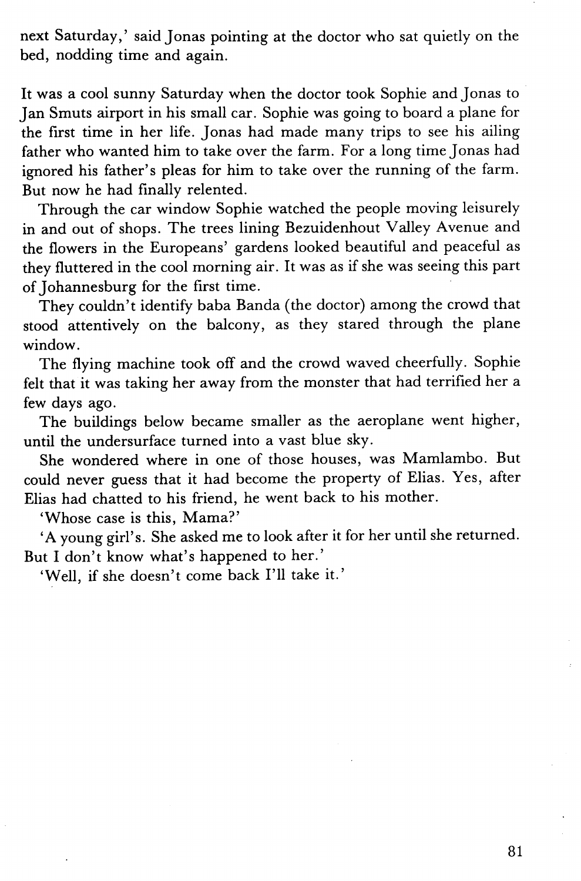next Saturday,' said Jonas pointing at the doctor who sat quietly on the bed, nodding time and again.

It was a cool sunny Saturday when the doctor took Sophie and Jonas to Jan Smuts airport in his small car. Sophie was going to board a plane for the first time in her life. Jonas had made many trips to see his ailing father who wanted him to take over the farm. For a long time Jonas had ignored his father's pleas for him to take over the running of the farm. But now he had finally relented.

Through the car window Sophie watched the people moving leisurely in and out of shops. The trees lining Bezuidenhout Valley Avenue and the flowers in the Europeans' gardens looked beautiful and peaceful as they fluttered in the cool morning air. It was as if she was seeing this part of Johannesburg for the first time.

They couldn't identify baba Banda (the doctor) among the crowd that stood attentively on the balcony, as they stared through the plane window.

The flying machine took off and the crowd waved cheerfully. Sophie felt that it was taking her away from the monster that had terrified her a few days ago.

The buildings below became smaller as the aeroplane went higher, until the undersurface turned into a vast blue sky.

She wondered where in one of those houses, was Mamlambo. But could never guess that it had become the property of Elias. Yes, after Elias had chatted to his friend, he went back to his mother.

'Whose case is this, Mama?'

'A young girl's. She asked me to look after it for her until she returned. But I don't know what's happened to her.'

'Well, if she doesn't come back I'll take it.'